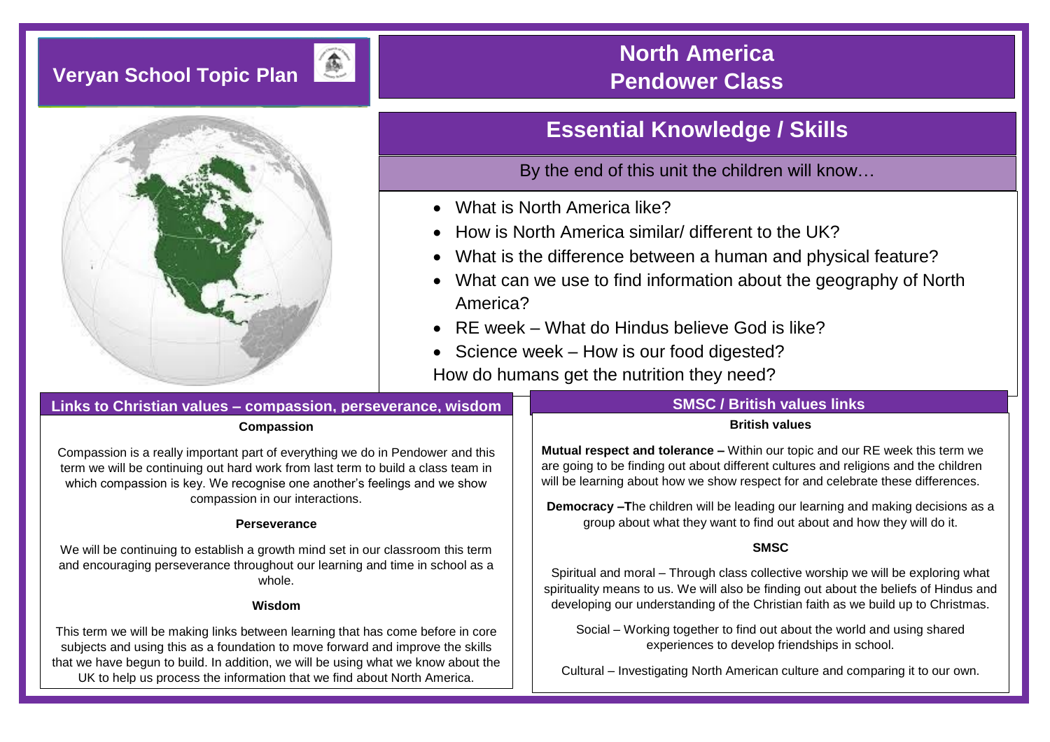# Veryan School Topic Plan

# North America
# Pendower Class

## Essential Knowledge / Skills

By the end of this unit the children will know…

- What is North America like?
- How is North America similar/ different to the UK?
- What is the difference between a human and physical feature?
- What can we use to find information about the geography of North America?
- RE week – What do Hindus believe God is like?
- Science week – How is our food digested?

How do humans get the nutrition they need?

## Links to Christian values – compassion, perseverance, wisdom

**Compassion**

Compassion is a really important part of everything we do in Pendower and this term we will be continuing out hard work from last term to build a class team in which compassion is key. We recognise one another's feelings and we show compassion in our interactions.

**Perseverance**

We will be continuing to establish a growth mind set in our classroom this term and encouraging perseverance throughout our learning and time in school as a whole.

**Wisdom**

This term we will be making links between learning that has come before in core subjects and using this as a foundation to move forward and improve the skills that we have begun to build. In addition, we will be using what we know about the UK to help us process the information that we find about North America.

## SMSC / British values links

**British values**

**Mutual respect and tolerance –** Within our topic and our RE week this term we are going to be finding out about different cultures and religions and the children will be learning about how we show respect for and celebrate these differences.

**Democracy –T**he children will be leading our learning and making decisions as a group about what they want to find out about and how they will do it.

**SMSC**

Spiritual and moral – Through class collective worship we will be exploring what spirituality means to us. We will also be finding out about the beliefs of Hindus and developing our understanding of the Christian faith as we build up to Christmas.

Social – Working together to find out about the world and using shared experiences to develop friendships in school.

Cultural – Investigating North American culture and comparing it to our own.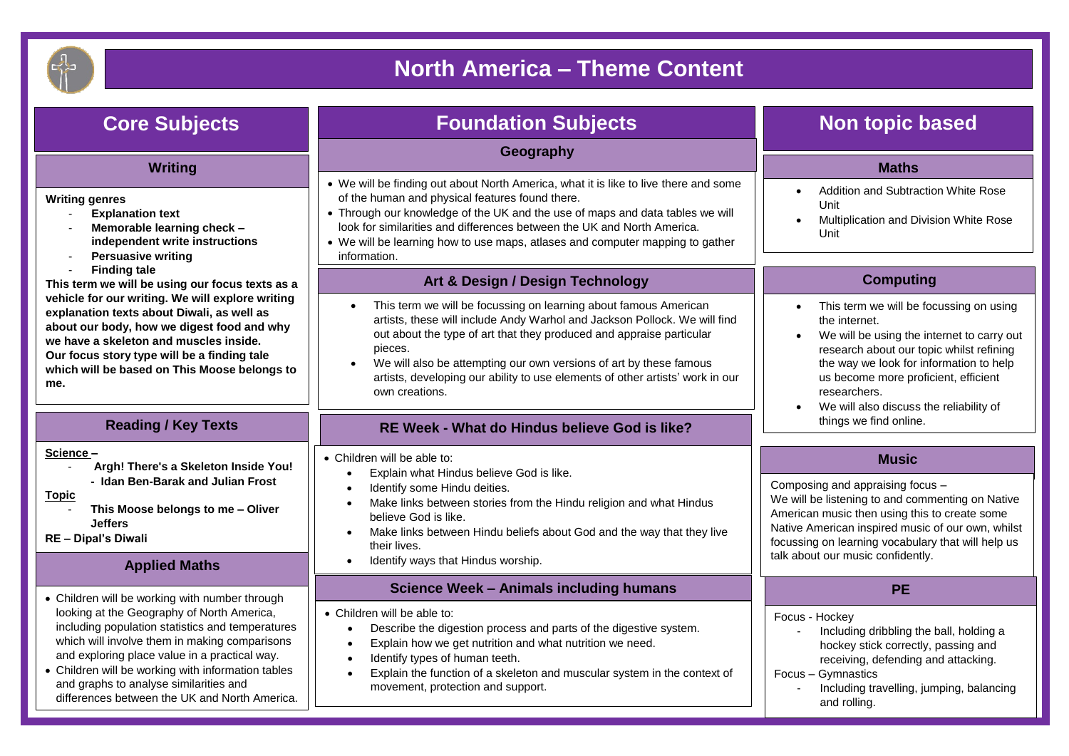# North America – Theme Content

## Core Subjects

### Writing

**Writing genres**

- **Explanation text**
- **Memorable learning check – independent write instructions**
- **Persuasive writing**
- **Finding tale**

**This term we will be using our focus texts as a vehicle for our writing. We will explore writing explanation texts about Diwali, as well as about our body, how we digest food and why we have a skeleton and muscles inside.**
**Our focus story type will be a finding tale which will be based on This Moose belongs to me.**

### Reading / Key Texts

**Science –**

- **Argh! There's a Skeleton Inside You!**
  - **Idan Ben-Barak and Julian Frost**

**Topic**

- **This Moose belongs to me – Oliver Jeffers**

**RE – Dipal's Diwali**

### Applied Maths

- Children will be working with number through looking at the Geography of North America, including population statistics and temperatures which will involve them in making comparisons and exploring place value in a practical way.
- Children will be working with information tables and graphs to analyse similarities and differences between the UK and North America.

## Foundation Subjects

### Geography

- We will be finding out about North America, what it is like to live there and some of the human and physical features found there.
- Through our knowledge of the UK and the use of maps and data tables we will look for similarities and differences between the UK and North America.
- We will be learning how to use maps, atlases and computer mapping to gather information.

### Art & Design / Design Technology

- This term we will be focussing on learning about famous American artists, these will include Andy Warhol and Jackson Pollock. We will find out about the type of art that they produced and appraise particular pieces.
- We will also be attempting our own versions of art by these famous artists, developing our ability to use elements of other artists' work in our own creations.

### RE Week - What do Hindus believe God is like?

- Children will be able to:
  - Explain what Hindus believe God is like.
  - Identify some Hindu deities.
  - Make links between stories from the Hindu religion and what Hindus believe God is like.
  - Make links between Hindu beliefs about God and the way that they live their lives.
  - Identify ways that Hindus worship.

### Science Week – Animals including humans

- Children will be able to:
  - Describe the digestion process and parts of the digestive system.
  - Explain how we get nutrition and what nutrition we need.
  - Identify types of human teeth.
  - Explain the function of a skeleton and muscular system in the context of movement, protection and support.

## Non topic based

### Maths

- Addition and Subtraction White Rose Unit
- Multiplication and Division White Rose Unit

### Computing

- This term we will be focussing on using the internet.
- We will be using the internet to carry out research about our topic whilst refining the way we look for information to help us become more proficient, efficient researchers.
- We will also discuss the reliability of things we find online.

### Music

Composing and appraising focus –
We will be listening to and commenting on Native American music then using this to create some Native American inspired music of our own, whilst focussing on learning vocabulary that will help us talk about our music confidently.

### PE

Focus - Hockey

- Including dribbling the ball, holding a hockey stick correctly, passing and receiving, defending and attacking.

Focus – Gymnastics

- Including travelling, jumping, balancing and rolling.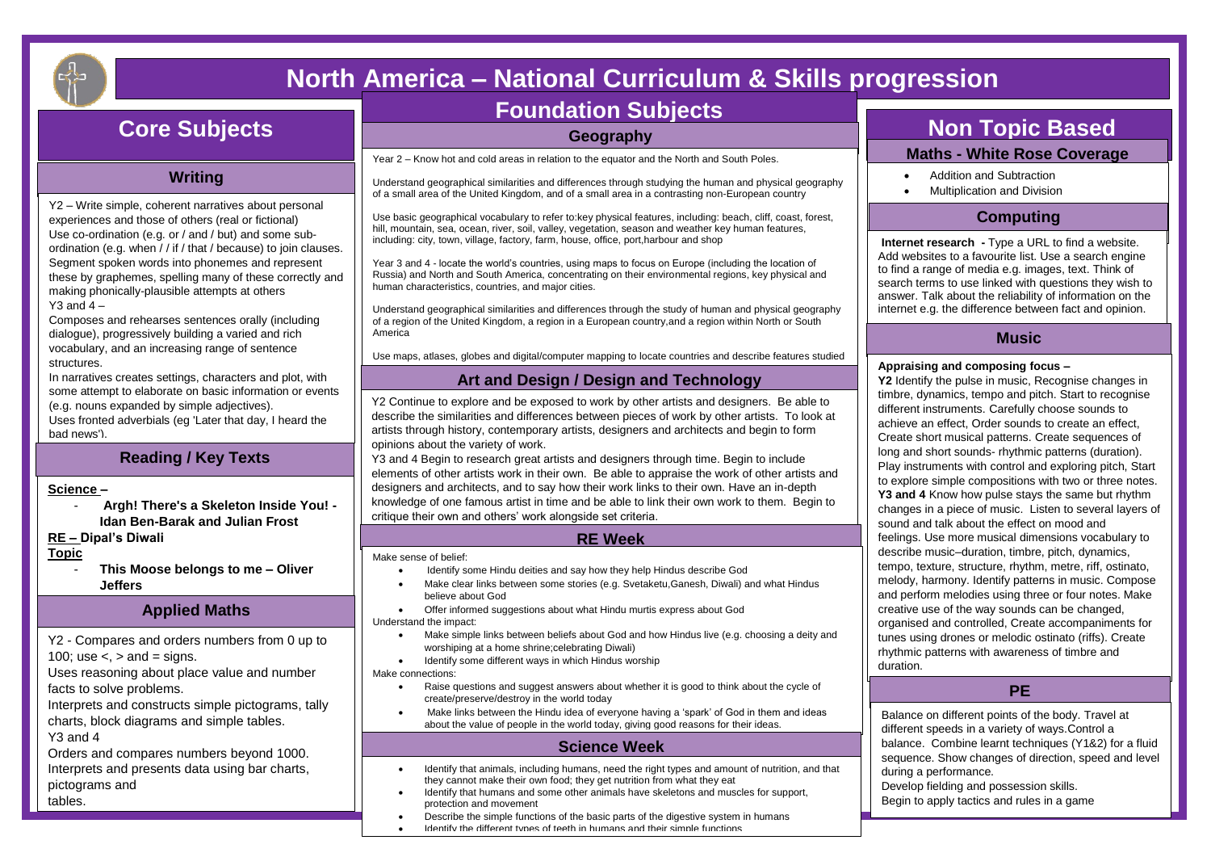# North America – National Curriculum & Skills progression

## Core Subjects

### Writing

Y2 – Write simple, coherent narratives about personal experiences and those of others (real or fictional)
Use co-ordination (e.g. or / and / but) and some sub-ordination (e.g. when / / if / that / because) to join clauses.
Segment spoken words into phonemes and represent these by graphemes, spelling many of these correctly and making phonically-plausible attempts at others
Y3 and 4 –
Composes and rehearses sentences orally (including dialogue), progressively building a varied and rich vocabulary, and an increasing range of sentence structures.
In narratives creates settings, characters and plot, with some attempt to elaborate on basic information or events (e.g. nouns expanded by simple adjectives).
Uses fronted adverbials (eg 'Later that day, I heard the bad news').

### Reading / Key Texts

**Science –**

- **Argh! There's a Skeleton Inside You! - Idan Ben-Barak and Julian Frost**

**RE – Dipal's Diwali**

**Topic**

- **This Moose belongs to me – Oliver Jeffers**

### Applied Maths

Y2 - Compares and orders numbers from 0 up to 100; use <, > and = signs.
Uses reasoning about place value and number facts to solve problems.
Interprets and constructs simple pictograms, tally charts, block diagrams and simple tables.
Y3 and 4
Orders and compares numbers beyond 1000.
Interprets and presents data using bar charts, pictograms and tables.

## Foundation Subjects

### Geography

Year 2 – Know hot and cold areas in relation to the equator and the North and South Poles.

Understand geographical similarities and differences through studying the human and physical geography of a small area of the United Kingdom, and of a small area in a contrasting non-European country

Use basic geographical vocabulary to refer to:key physical features, including: beach, cliff, coast, forest, hill, mountain, sea, ocean, river, soil, valley, vegetation, season and weather key human features, including: city, town, village, factory, farm, house, office, port,harbour and shop

Year 3 and 4 - locate the world's countries, using maps to focus on Europe (including the location of Russia) and North and South America, concentrating on their environmental regions, key physical and human characteristics, countries, and major cities.

Understand geographical similarities and differences through the study of human and physical geography of a region of the United Kingdom, a region in a European country,and a region within North or South America

Use maps, atlases, globes and digital/computer mapping to locate countries and describe features studied

### Art and Design / Design and Technology

Y2 Continue to explore and be exposed to work by other artists and designers. Be able to describe the similarities and differences between pieces of work by other artists. To look at artists through history, contemporary artists, designers and architects and begin to form opinions about the variety of work.
Y3 and 4 Begin to research great artists and designers through time. Begin to include elements of other artists work in their own. Be able to appraise the work of other artists and designers and architects, and to say how their work links to their own. Have an in-depth knowledge of one famous artist in time and be able to link their own work to them. Begin to critique their own and others' work alongside set criteria.

### RE Week

Make sense of belief:

- Identify some Hindu deities and say how they help Hindus describe God
- Make clear links between some stories (e.g. Svetaketu,Ganesh, Diwali) and what Hindus believe about God
- Offer informed suggestions about what Hindu murtis express about God

Understand the impact:

- Make simple links between beliefs about God and how Hindus live (e.g. choosing a deity and worshiping at a home shrine;celebrating Diwali)
- Identify some different ways in which Hindus worship

Make connections:

- Raise questions and suggest answers about whether it is good to think about the cycle of create/preserve/destroy in the world today
- Make links between the Hindu idea of everyone having a 'spark' of God in them and ideas about the value of people in the world today, giving good reasons for their ideas.

### Science Week

- Identify that animals, including humans, need the right types and amount of nutrition, and that they cannot make their own food; they get nutrition from what they eat
- Identify that humans and some other animals have skeletons and muscles for support, protection and movement
- Describe the simple functions of the basic parts of the digestive system in humans
- Identify the different types of teeth in humans and their simple functions

## Non Topic Based

### Maths - White Rose Coverage

- Addition and Subtraction
- Multiplication and Division

### Computing

**Internet research -** Type a URL to find a website. Add websites to a favourite list. Use a search engine to find a range of media e.g. images, text. Think of search terms to use linked with questions they wish to answer. Talk about the reliability of information on the internet e.g. the difference between fact and opinion.

### Music

**Appraising and composing focus –**
**Y2** Identify the pulse in music, Recognise changes in timbre, dynamics, tempo and pitch. Start to recognise different instruments. Carefully choose sounds to achieve an effect, Order sounds to create an effect, Create short musical patterns. Create sequences of long and short sounds- rhythmic patterns (duration). Play instruments with control and exploring pitch, Start to explore simple compositions with two or three notes.
**Y3 and 4** Know how pulse stays the same but rhythm changes in a piece of music. Listen to several layers of sound and talk about the effect on mood and feelings. Use more musical dimensions vocabulary to describe music–duration, timbre, pitch, dynamics, tempo, texture, structure, rhythm, metre, riff, ostinato, melody, harmony. Identify patterns in music. Compose and perform melodies using three or four notes. Make creative use of the way sounds can be changed, organised and controlled, Create accompaniments for tunes using drones or melodic ostinato (riffs). Create rhythmic patterns with awareness of timbre and duration.

### PE

Balance on different points of the body. Travel at different speeds in a variety of ways.Control a balance. Combine learnt techniques (Y1&2) for a fluid sequence. Show changes of direction, speed and level during a performance.
Develop fielding and possession skills.
Begin to apply tactics and rules in a game